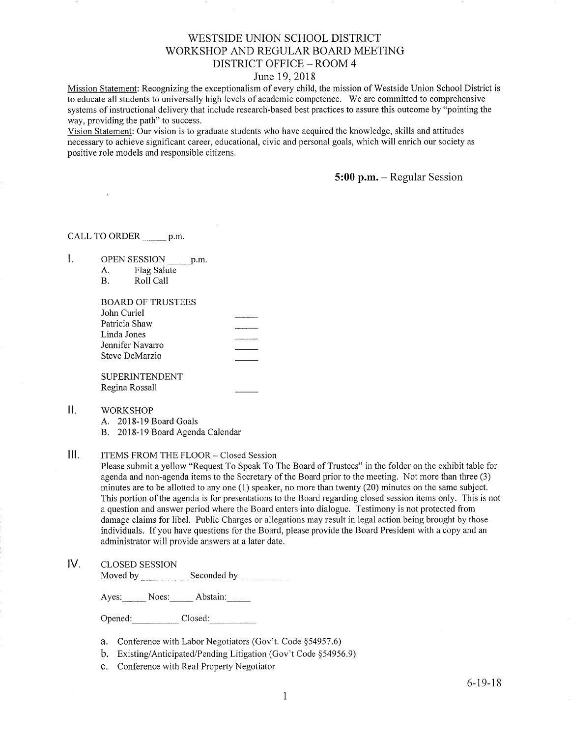# WESTSIDE UNION SCHOOL DISTRICT
## WORKSHOP AND REGULAR BOARD MEETING
## DISTRICT OFFICE – ROOM 4
June 19, 2018

Mission Statement: Recognizing the exceptionalism of every child, the mission of Westside Union School District is to educate all students to universally high levels of academic competence. We are committed to comprehensive systems of instructional delivery that include research-based best practices to assure this outcome by "pointing the way, providing the path" to success.

Vision Statement: Our vision is to graduate students who have acquired the knowledge, skills and attitudes necessary to achieve significant career, educational, civic and personal goals, which will enrich our society as positive role models and responsible citizens.

**5:00 p.m.** – Regular Session

CALL TO ORDER _____ p.m.

I. OPEN SESSION _____ p.m.

A. Flag Salute

B. Roll Call

BOARD OF TRUSTEES

John Curiel _____

Patricia Shaw _____

Linda Jones _____

Jennifer Navarro _____

Steve DeMarzio _____

SUPERINTENDENT

Regina Rossall _____

II. WORKSHOP

A. 2018-19 Board Goals

B. 2018-19 Board Agenda Calendar

III. ITEMS FROM THE FLOOR – Closed Session

Please submit a yellow "Request To Speak To The Board of Trustees" in the folder on the exhibit table for agenda and non-agenda items to the Secretary of the Board prior to the meeting. Not more than three (3) minutes are to be allotted to any one (1) speaker, no more than twenty (20) minutes on the same subject. This portion of the agenda is for presentations to the Board regarding closed session items only. This is not a question and answer period where the Board enters into dialogue. Testimony is not protected from damage claims for libel. Public Charges or allegations may result in legal action being brought by those individuals. If you have questions for the Board, please provide the Board President with a copy and an administrator will provide answers at a later date.

IV. CLOSED SESSION

Moved by __________ Seconded by __________

Ayes:_____ Noes:_____ Abstain:_____

Opened:__________ Closed:__________

a. Conference with Labor Negotiators (Gov't. Code §54957.6)

b. Existing/Anticipated/Pending Litigation (Gov't Code §54956.9)

c. Conference with Real Property Negotiator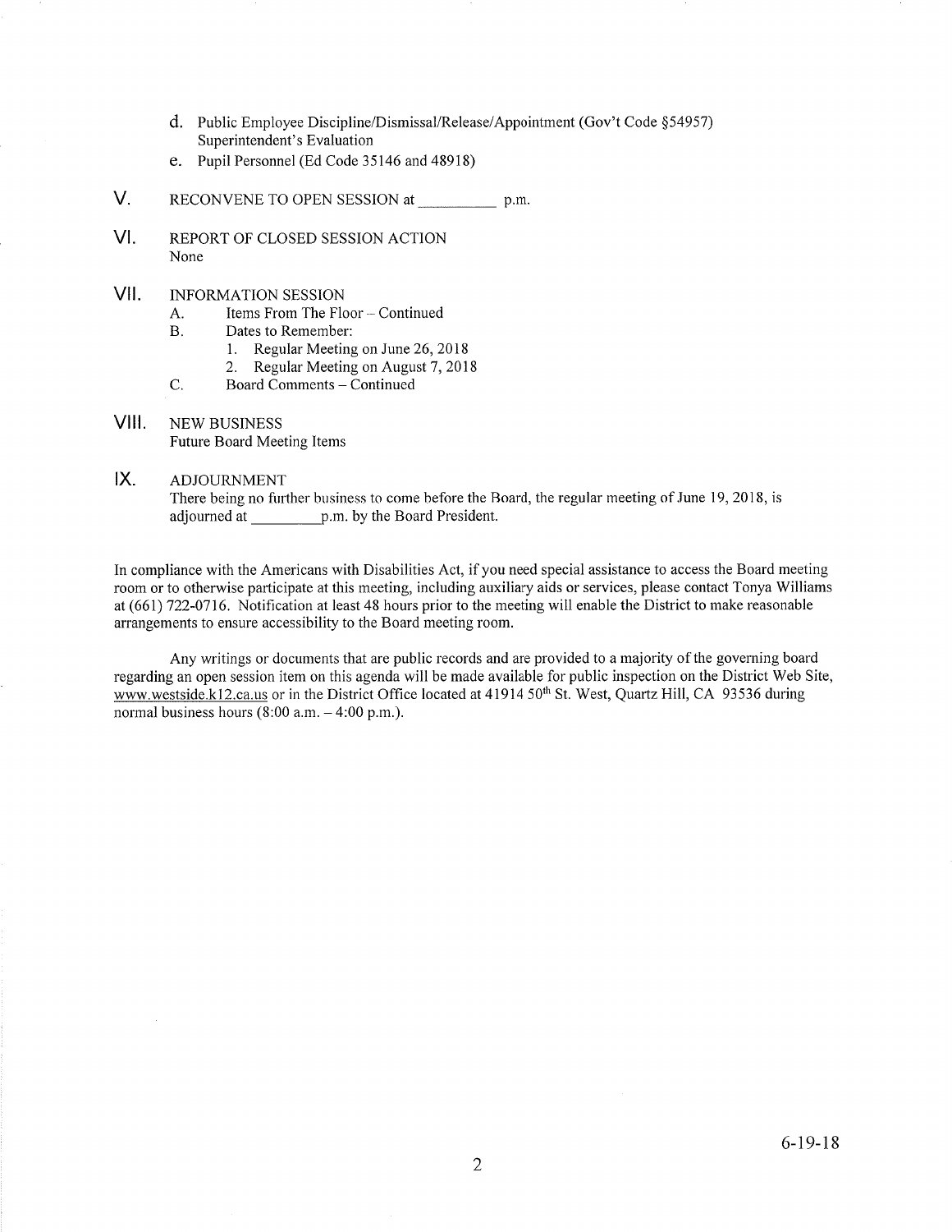d. Public Employee Discipline/Dismissal/Release/Appointment (Gov't Code §54957) Superintendent's Evaluation

e. Pupil Personnel (Ed Code 35146 and 48918)

V. RECONVENE TO OPEN SESSION at __________ p.m.

VI. REPORT OF CLOSED SESSION ACTION
None

VII. INFORMATION SESSION
- A. Items From The Floor – Continued
- B. Dates to Remember:
  1. Regular Meeting on June 26, 2018
  2. Regular Meeting on August 7, 2018
- C. Board Comments – Continued

VIII. NEW BUSINESS
Future Board Meeting Items

IX. ADJOURNMENT
There being no further business to come before the Board, the regular meeting of June 19, 2018, is adjourned at _________p.m. by the Board President.

In compliance with the Americans with Disabilities Act, if you need special assistance to access the Board meeting room or to otherwise participate at this meeting, including auxiliary aids or services, please contact Tonya Williams at (661) 722-0716. Notification at least 48 hours prior to the meeting will enable the District to make reasonable arrangements to ensure accessibility to the Board meeting room.

Any writings or documents that are public records and are provided to a majority of the governing board regarding an open session item on this agenda will be made available for public inspection on the District Web Site, www.westside.k12.ca.us or in the District Office located at 41914 50th St. West, Quartz Hill, CA 93536 during normal business hours (8:00 a.m. – 4:00 p.m.).

6-19-18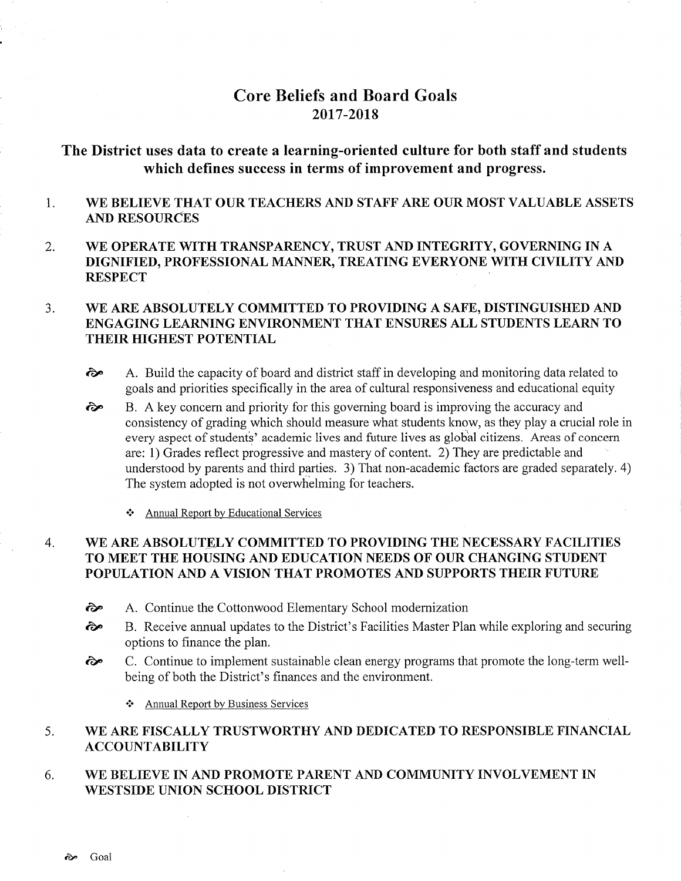# Core Beliefs and Board Goals
## 2017-2018

### The District uses data to create a learning-oriented culture for both staff and students which defines success in terms of improvement and progress.

1. **WE BELIEVE THAT OUR TEACHERS AND STAFF ARE OUR MOST VALUABLE ASSETS AND RESOURCES**

2. **WE OPERATE WITH TRANSPARENCY, TRUST AND INTEGRITY, GOVERNING IN A DIGNIFIED, PROFESSIONAL MANNER, TREATING EVERYONE WITH CIVILITY AND RESPECT**

3. **WE ARE ABSOLUTELY COMMITTED TO PROVIDING A SAFE, DISTINGUISHED AND ENGAGING LEARNING ENVIRONMENT THAT ENSURES ALL STUDENTS LEARN TO THEIR HIGHEST POTENTIAL**

   - ➰ A. Build the capacity of board and district staff in developing and monitoring data related to goals and priorities specifically in the area of cultural responsiveness and educational equity
   - ➰ B. A key concern and priority for this governing board is improving the accuracy and consistency of grading which should measure what students know, as they play a crucial role in every aspect of students' academic lives and future lives as global citizens. Areas of concern are: 1) Grades reflect progressive and mastery of content. 2) They are predictable and understood by parents and third parties. 3) That non-academic factors are graded separately. 4) The system adopted is not overwhelming for teachers.

     - ❖ Annual Report by Educational Services

4. **WE ARE ABSOLUTELY COMMITTED TO PROVIDING THE NECESSARY FACILITIES TO MEET THE HOUSING AND EDUCATION NEEDS OF OUR CHANGING STUDENT POPULATION AND A VISION THAT PROMOTES AND SUPPORTS THEIR FUTURE**

   - ➰ A. Continue the Cottonwood Elementary School modernization
   - ➰ B. Receive annual updates to the District's Facilities Master Plan while exploring and securing options to finance the plan.
   - ➰ C. Continue to implement sustainable clean energy programs that promote the long-term well-being of both the District's finances and the environment.

     - ❖ Annual Report by Business Services

5. **WE ARE FISCALLY TRUSTWORTHY AND DEDICATED TO RESPONSIBLE FINANCIAL ACCOUNTABILITY**

6. **WE BELIEVE IN AND PROMOTE PARENT AND COMMUNITY INVOLVEMENT IN WESTSIDE UNION SCHOOL DISTRICT**

➰ Goal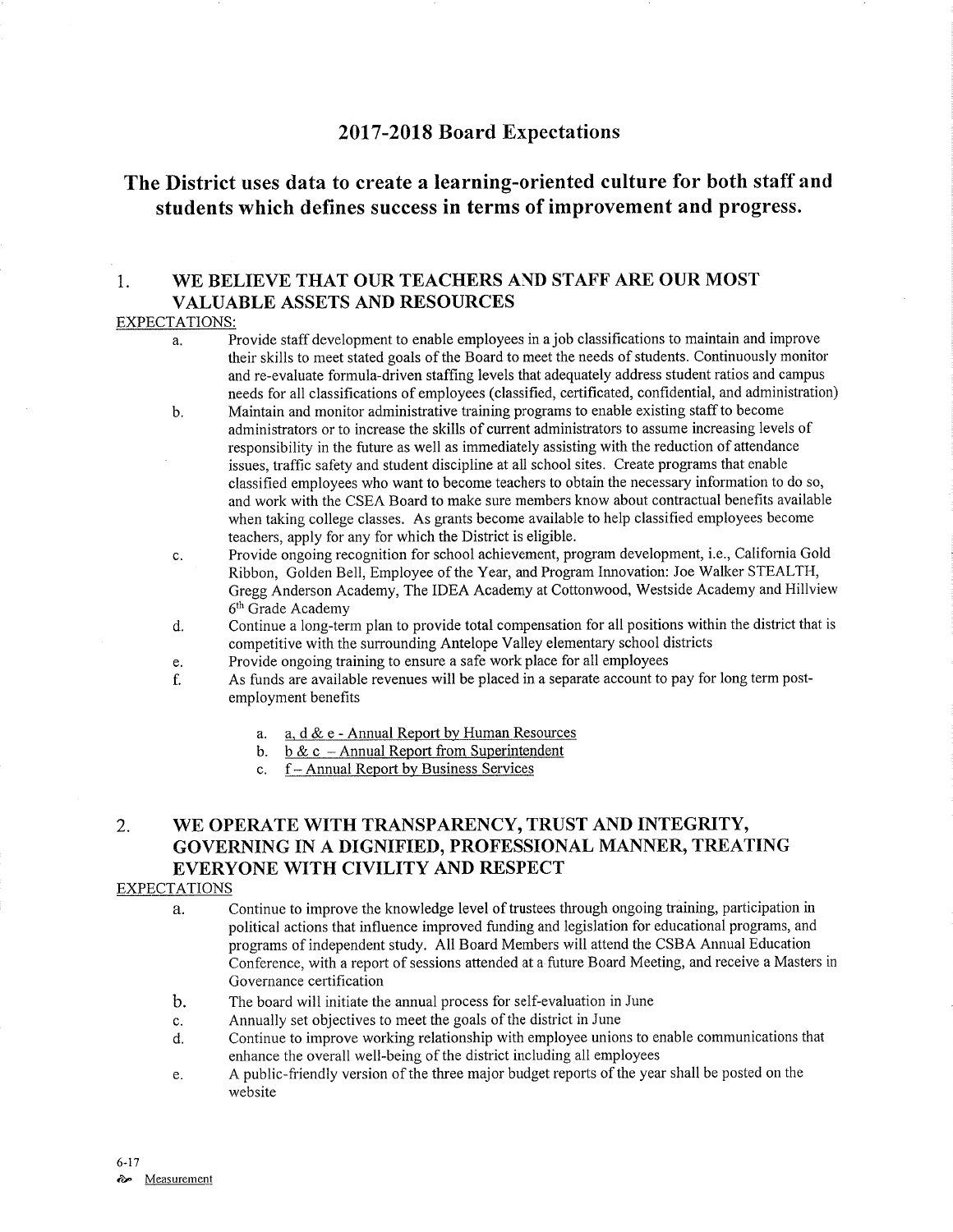## 2017-2018 Board Expectations

## The District uses data to create a learning-oriented culture for both staff and students which defines success in terms of improvement and progress.

### 1. WE BELIEVE THAT OUR TEACHERS AND STAFF ARE OUR MOST VALUABLE ASSETS AND RESOURCES

EXPECTATIONS:

a. Provide staff development to enable employees in a job classifications to maintain and improve their skills to meet stated goals of the Board to meet the needs of students. Continuously monitor and re-evaluate formula-driven staffing levels that adequately address student ratios and campus needs for all classifications of employees (classified, certificated, confidential, and administration)

b. Maintain and monitor administrative training programs to enable existing staff to become administrators or to increase the skills of current administrators to assume increasing levels of responsibility in the future as well as immediately assisting with the reduction of attendance issues, traffic safety and student discipline at all school sites. Create programs that enable classified employees who want to become teachers to obtain the necessary information to do so, and work with the CSEA Board to make sure members know about contractual benefits available when taking college classes. As grants become available to help classified employees become teachers, apply for any for which the District is eligible.

c. Provide ongoing recognition for school achievement, program development, i.e., California Gold Ribbon, Golden Bell, Employee of the Year, and Program Innovation: Joe Walker STEALTH, Gregg Anderson Academy, The IDEA Academy at Cottonwood, Westside Academy and Hillview 6th Grade Academy

d. Continue a long-term plan to provide total compensation for all positions within the district that is competitive with the surrounding Antelope Valley elementary school districts

e. Provide ongoing training to ensure a safe work place for all employees

f. As funds are available revenues will be placed in a separate account to pay for long term post-employment benefits

   a. a, d & e - Annual Report by Human Resources
   b. b & c – Annual Report from Superintendent
   c. f – Annual Report by Business Services

### 2. WE OPERATE WITH TRANSPARENCY, TRUST AND INTEGRITY, GOVERNING IN A DIGNIFIED, PROFESSIONAL MANNER, TREATING EVERYONE WITH CIVILITY AND RESPECT

EXPECTATIONS

a. Continue to improve the knowledge level of trustees through ongoing training, participation in political actions that influence improved funding and legislation for educational programs, and programs of independent study. All Board Members will attend the CSBA Annual Education Conference, with a report of sessions attended at a future Board Meeting, and receive a Masters in Governance certification

b. The board will initiate the annual process for self-evaluation in June

c. Annually set objectives to meet the goals of the district in June

d. Continue to improve working relationship with employee unions to enable communications that enhance the overall well-being of the district including all employees

e. A public-friendly version of the three major budget reports of the year shall be posted on the website

6-17

Measurement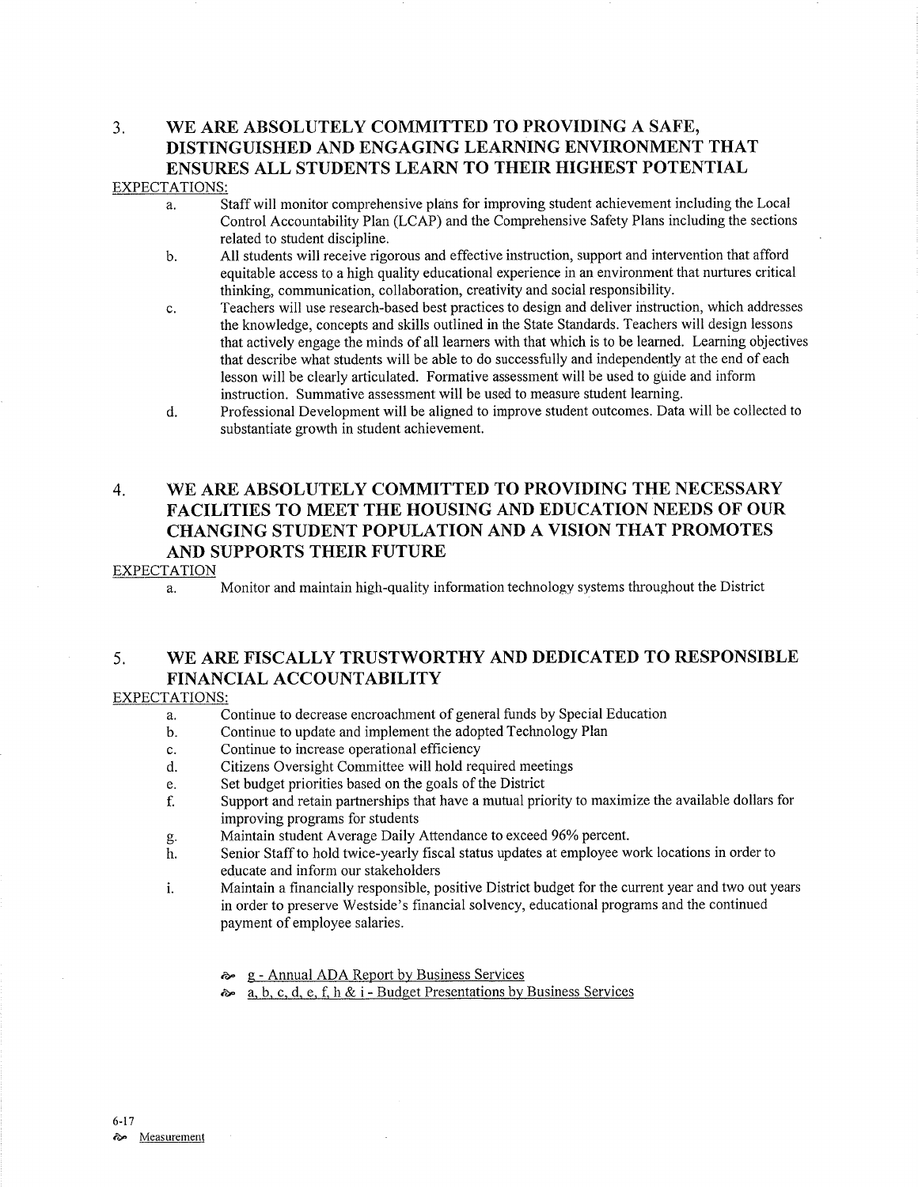## 3. WE ARE ABSOLUTELY COMMITTED TO PROVIDING A SAFE, DISTINGUISHED AND ENGAGING LEARNING ENVIRONMENT THAT ENSURES ALL STUDENTS LEARN TO THEIR HIGHEST POTENTIAL

EXPECTATIONS:

a. Staff will monitor comprehensive plans for improving student achievement including the Local Control Accountability Plan (LCAP) and the Comprehensive Safety Plans including the sections related to student discipline.

b. All students will receive rigorous and effective instruction, support and intervention that afford equitable access to a high quality educational experience in an environment that nurtures critical thinking, communication, collaboration, creativity and social responsibility.

c. Teachers will use research-based best practices to design and deliver instruction, which addresses the knowledge, concepts and skills outlined in the State Standards. Teachers will design lessons that actively engage the minds of all learners with that which is to be learned. Learning objectives that describe what students will be able to do successfully and independently at the end of each lesson will be clearly articulated. Formative assessment will be used to guide and inform instruction. Summative assessment will be used to measure student learning.

d. Professional Development will be aligned to improve student outcomes. Data will be collected to substantiate growth in student achievement.

## 4. WE ARE ABSOLUTELY COMMITTED TO PROVIDING THE NECESSARY FACILITIES TO MEET THE HOUSING AND EDUCATION NEEDS OF OUR CHANGING STUDENT POPULATION AND A VISION THAT PROMOTES AND SUPPORTS THEIR FUTURE

EXPECTATION

a. Monitor and maintain high-quality information technology systems throughout the District

## 5. WE ARE FISCALLY TRUSTWORTHY AND DEDICATED TO RESPONSIBLE FINANCIAL ACCOUNTABILITY

EXPECTATIONS:

a. Continue to decrease encroachment of general funds by Special Education

b. Continue to update and implement the adopted Technology Plan

c. Continue to increase operational efficiency

d. Citizens Oversight Committee will hold required meetings

e. Set budget priorities based on the goals of the District

f. Support and retain partnerships that have a mutual priority to maximize the available dollars for improving programs for students

g. Maintain student Average Daily Attendance to exceed 96% percent.

h. Senior Staff to hold twice-yearly fiscal status updates at employee work locations in order to educate and inform our stakeholders

i. Maintain a financially responsible, positive District budget for the current year and two out years in order to preserve Westside's financial solvency, educational programs and the continued payment of employee salaries.

- ➢ g - Annual ADA Report by Business Services
- ➢ a, b, c, d, e, f, h & i - Budget Presentations by Business Services

6-17

➢ Measurement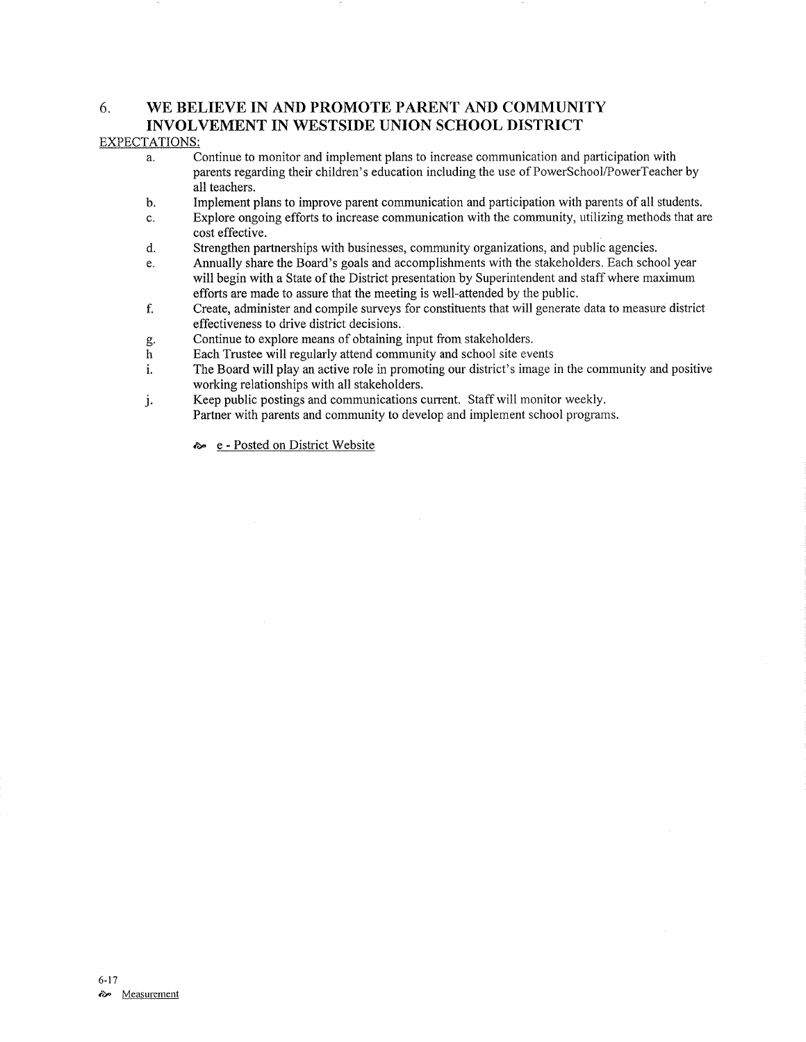## 6. WE BELIEVE IN AND PROMOTE PARENT AND COMMUNITY INVOLVEMENT IN WESTSIDE UNION SCHOOL DISTRICT

EXPECTATIONS:

a. Continue to monitor and implement plans to increase communication and participation with parents regarding their children's education including the use of PowerSchool/PowerTeacher by all teachers.

b. Implement plans to improve parent communication and participation with parents of all students.

c. Explore ongoing efforts to increase communication with the community, utilizing methods that are cost effective.

d. Strengthen partnerships with businesses, community organizations, and public agencies.

e. Annually share the Board's goals and accomplishments with the stakeholders. Each school year will begin with a State of the District presentation by Superintendent and staff where maximum efforts are made to assure that the meeting is well-attended by the public.

f. Create, administer and compile surveys for constituents that will generate data to measure district effectiveness to drive district decisions.

g. Continue to explore means of obtaining input from stakeholders.

h Each Trustee will regularly attend community and school site events

i. The Board will play an active role in promoting our district's image in the community and positive working relationships with all stakeholders.

j. Keep public postings and communications current. Staff will monitor weekly.
Partner with parents and community to develop and implement school programs.

&nbsp;&nbsp;&nbsp;&nbsp;e - Posted on District Website

6-17

Measurement